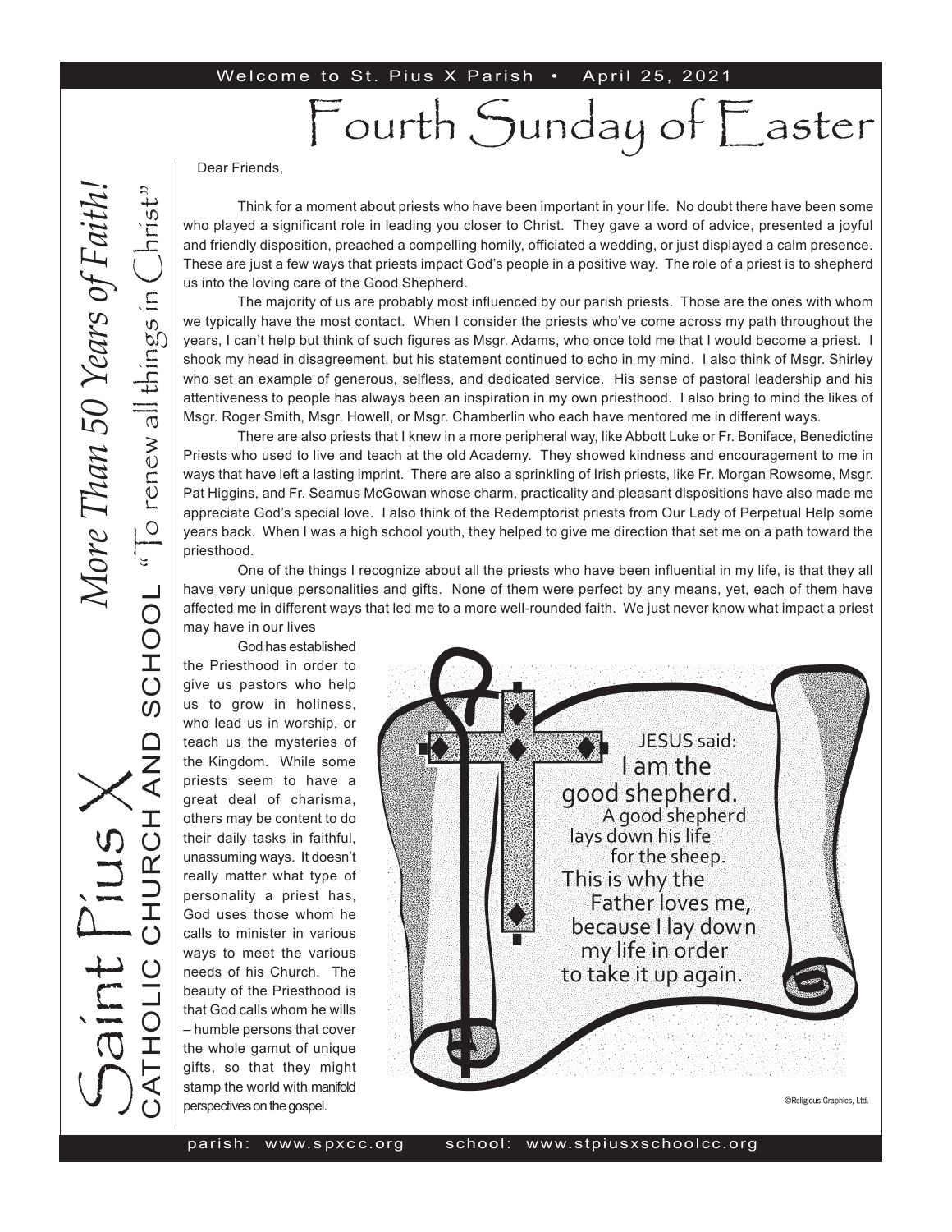Welcome to St. Pius X Parish • April 25, 2021

# Fourth Sunday of Easter

*More Than 50 Years of Faith!*

Saint Pius X
CATHOLIC CHURCH AND SCHOOL "To renew all things in Christ"

Dear Friends,

Think for a moment about priests who have been important in your life. No doubt there have been some who played a significant role in leading you closer to Christ. They gave a word of advice, presented a joyful and friendly disposition, preached a compelling homily, officiated a wedding, or just displayed a calm presence. These are just a few ways that priests impact God's people in a positive way. The role of a priest is to shepherd us into the loving care of the Good Shepherd.

The majority of us are probably most influenced by our parish priests. Those are the ones with whom we typically have the most contact. When I consider the priests who've come across my path throughout the years, I can't help but think of such figures as Msgr. Adams, who once told me that I would become a priest. I shook my head in disagreement, but his statement continued to echo in my mind. I also think of Msgr. Shirley who set an example of generous, selfless, and dedicated service. His sense of pastoral leadership and his attentiveness to people has always been an inspiration in my own priesthood. I also bring to mind the likes of Msgr. Roger Smith, Msgr. Howell, or Msgr. Chamberlin who each have mentored me in different ways.

There are also priests that I knew in a more peripheral way, like Abbott Luke or Fr. Boniface, Benedictine Priests who used to live and teach at the old Academy. They showed kindness and encouragement to me in ways that have left a lasting imprint. There are also a sprinkling of Irish priests, like Fr. Morgan Rowsome, Msgr. Pat Higgins, and Fr. Seamus McGowan whose charm, practicality and pleasant dispositions have also made me appreciate God's special love. I also think of the Redemptorist priests from Our Lady of Perpetual Help some years back. When I was a high school youth, they helped to give me direction that set me on a path toward the priesthood.

One of the things I recognize about all the priests who have been influential in my life, is that they all have very unique personalities and gifts. None of them were perfect by any means, yet, each of them have affected me in different ways that led me to a more well-rounded faith. We just never know what impact a priest may have in our lives

God has established the Priesthood in order to give us pastors who help us to grow in holiness, who lead us in worship, or teach us the mysteries of the Kingdom. While some priests seem to have a great deal of charisma, others may be content to do their daily tasks in faithful, unassuming ways. It doesn't really matter what type of personality a priest has, God uses those whom he calls to minister in various ways to meet the various needs of his Church. The beauty of the Priesthood is that God calls whom he wills – humble persons that cover the whole gamut of unique gifts, so that they might stamp the world with manifold perspectives on the gospel.

JESUS said:
I am the good shepherd.
A good shepherd lays down his life for the sheep.
This is why the Father loves me, because I lay down my life in order to take it up again.

©Religious Graphics, Ltd.

parish: www.spxcc.org school: www.stpiusxschoolcc.org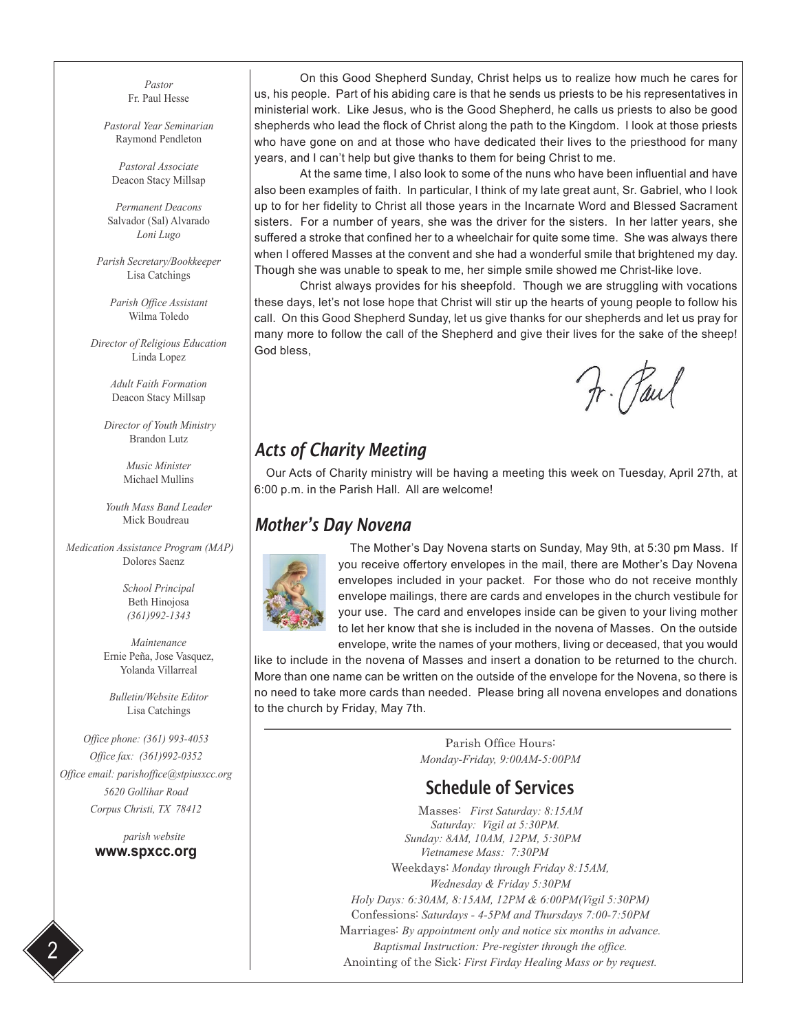*Pastor*
Fr. Paul Hesse

*Pastoral Year Seminarian*
Raymond Pendleton

*Pastoral Associate*
Deacon Stacy Millsap

*Permanent Deacons*
Salvador (Sal) Alvarado
*Loni Lugo*

*Parish Secretary/Bookkeeper*
Lisa Catchings

*Parish Office Assistant*
Wilma Toledo

*Director of Religious Education*
Linda Lopez

*Adult Faith Formation*
Deacon Stacy Millsap

*Director of Youth Ministry*
Brandon Lutz

*Music Minister*
Michael Mullins

*Youth Mass Band Leader*
Mick Boudreau

*Medication Assistance Program (MAP)*
Dolores Saenz

*School Principal*
Beth Hinojosa
*(361)992-1343*

*Maintenance*
Ernie Peña, Jose Vasquez,
Yolanda Villarreal

*Bulletin/Website Editor*
Lisa Catchings

*Office phone: (361) 993-4053*
*Office fax: (361)992-0352*
*Office email: parishoffice@stpiusxcc.org*
*5620 Gollihar Road*
*Corpus Christi, TX 78412*

*parish website*
**www.spxcc.org**

On this Good Shepherd Sunday, Christ helps us to realize how much he cares for us, his people. Part of his abiding care is that he sends us priests to be his representatives in ministerial work. Like Jesus, who is the Good Shepherd, he calls us priests to also be good shepherds who lead the flock of Christ along the path to the Kingdom. I look at those priests who have gone on and at those who have dedicated their lives to the priesthood for many years, and I can't help but give thanks to them for being Christ to me.

At the same time, I also look to some of the nuns who have been influential and have also been examples of faith. In particular, I think of my late great aunt, Sr. Gabriel, who I look up to for her fidelity to Christ all those years in the Incarnate Word and Blessed Sacrament sisters. For a number of years, she was the driver for the sisters. In her latter years, she suffered a stroke that confined her to a wheelchair for quite some time. She was always there when I offered Masses at the convent and she had a wonderful smile that brightened my day. Though she was unable to speak to me, her simple smile showed me Christ-like love.

Christ always provides for his sheepfold. Though we are struggling with vocations these days, let's not lose hope that Christ will stir up the hearts of young people to follow his call. On this Good Shepherd Sunday, let us give thanks for our shepherds and let us pray for many more to follow the call of the Shepherd and give their lives for the sake of the sheep! God bless,

Fr. Paul

## *Acts of Charity Meeting*

Our Acts of Charity ministry will be having a meeting this week on Tuesday, April 27th, at 6:00 p.m. in the Parish Hall. All are welcome!

## *Mother's Day Novena*

The Mother's Day Novena starts on Sunday, May 9th, at 5:30 pm Mass. If you receive offertory envelopes in the mail, there are Mother's Day Novena envelopes included in your packet. For those who do not receive monthly envelope mailings, there are cards and envelopes in the church vestibule for your use. The card and envelopes inside can be given to your living mother to let her know that she is included in the novena of Masses. On the outside envelope, write the names of your mothers, living or deceased, that you would like to include in the novena of Masses and insert a donation to be returned to the church. More than one name can be written on the outside of the envelope for the Novena, so there is no need to take more cards than needed. Please bring all novena envelopes and donations to the church by Friday, May 7th.

---

Parish Office Hours:
*Monday-Friday, 9:00AM-5:00PM*

## Schedule of Services

Masses: *First Saturday: 8:15AM*
*Saturday: Vigil at 5:30PM.*
*Sunday: 8AM, 10AM, 12PM, 5:30PM*
*Vietnamese Mass: 7:30PM*
Weekdays: *Monday through Friday 8:15AM,*
*Wednesday & Friday 5:30PM*
*Holy Days: 6:30AM, 8:15AM, 12PM & 6:00PM(Vigil 5:30PM)*
Confessions: *Saturdays - 4-5PM and Thursdays 7:00-7:50PM*
Marriages: *By appointment only and notice six months in advance.*
*Baptismal Instruction: Pre-register through the office.*
Anointing of the Sick: *First Firday Healing Mass or by request.*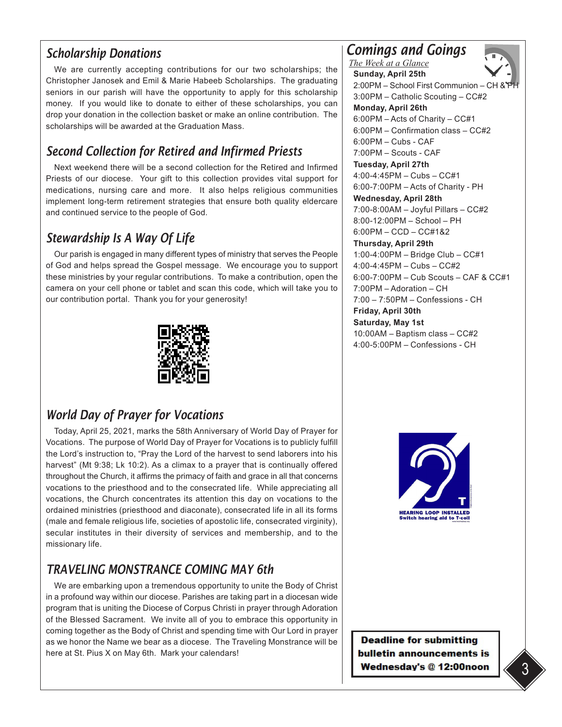## Scholarship Donations

We are currently accepting contributions for our two scholarships; the Christopher Janosek and Emil & Marie Habeeb Scholarships. The graduating seniors in our parish will have the opportunity to apply for this scholarship money. If you would like to donate to either of these scholarships, you can drop your donation in the collection basket or make an online contribution. The scholarships will be awarded at the Graduation Mass.

## Second Collection for Retired and Infirmed Priests

Next weekend there will be a second collection for the Retired and Infirmed Priests of our diocese. Your gift to this collection provides vital support for medications, nursing care and more. It also helps religious communities implement long-term retirement strategies that ensure both quality eldercare and continued service to the people of God.

## Stewardship Is A Way Of Life

Our parish is engaged in many different types of ministry that serves the People of God and helps spread the Gospel message. We encourage you to support these ministries by your regular contributions. To make a contribution, open the camera on your cell phone or tablet and scan this code, which will take you to our contribution portal. Thank you for your generosity!

## World Day of Prayer for Vocations

Today, April 25, 2021, marks the 58th Anniversary of World Day of Prayer for Vocations. The purpose of World Day of Prayer for Vocations is to publicly fulfill the Lord's instruction to, "Pray the Lord of the harvest to send laborers into his harvest" (Mt 9:38; Lk 10:2). As a climax to a prayer that is continually offered throughout the Church, it affirms the primacy of faith and grace in all that concerns vocations to the priesthood and to the consecrated life. While appreciating all vocations, the Church concentrates its attention this day on vocations to the ordained ministries (priesthood and diaconate), consecrated life in all its forms (male and female religious life, societies of apostolic life, consecrated virginity), secular institutes in their diversity of services and membership, and to the missionary life.

## TRAVELING MONSTRANCE COMING MAY 6th

We are embarking upon a tremendous opportunity to unite the Body of Christ in a profound way within our diocese. Parishes are taking part in a diocesan wide program that is uniting the Diocese of Corpus Christi in prayer through Adoration of the Blessed Sacrament. We invite all of you to embrace this opportunity in coming together as the Body of Christ and spending time with Our Lord in prayer as we honor the Name we bear as a diocese. The Traveling Monstrance will be here at St. Pius X on May 6th. Mark your calendars!

## Comings and Goings

*The Week at a Glance*

**Sunday, April 25th**
2:00PM – School First Communion – CH & PH
3:00PM – Catholic Scouting – CC#2

**Monday, April 26th**
6:00PM – Acts of Charity – CC#1
6:00PM – Confirmation class – CC#2
6:00PM – Cubs - CAF
7:00PM – Scouts - CAF

**Tuesday, April 27th**
4:00-4:45PM – Cubs – CC#1
6:00-7:00PM – Acts of Charity - PH

**Wednesday, April 28th**
7:00-8:00AM – Joyful Pillars – CC#2
8:00-12:00PM – School – PH
6:00PM – CCD – CC#1&2

**Thursday, April 29th**
1:00-4:00PM – Bridge Club – CC#1
4:00-4:45PM – Cubs – CC#2
6:00-7:00PM – Cub Scouts – CAF & CC#1
7:00PM – Adoration – CH
7:00 – 7:50PM – Confessions - CH

**Friday, April 30th**

**Saturday, May 1st**
10:00AM – Baptism class – CC#2
4:00-5:00PM – Confessions - CH

HEARING LOOP INSTALLED
Switch hearing aid to T-coil

**Deadline for submitting bulletin announcements is Wednesday's @ 12:00noon**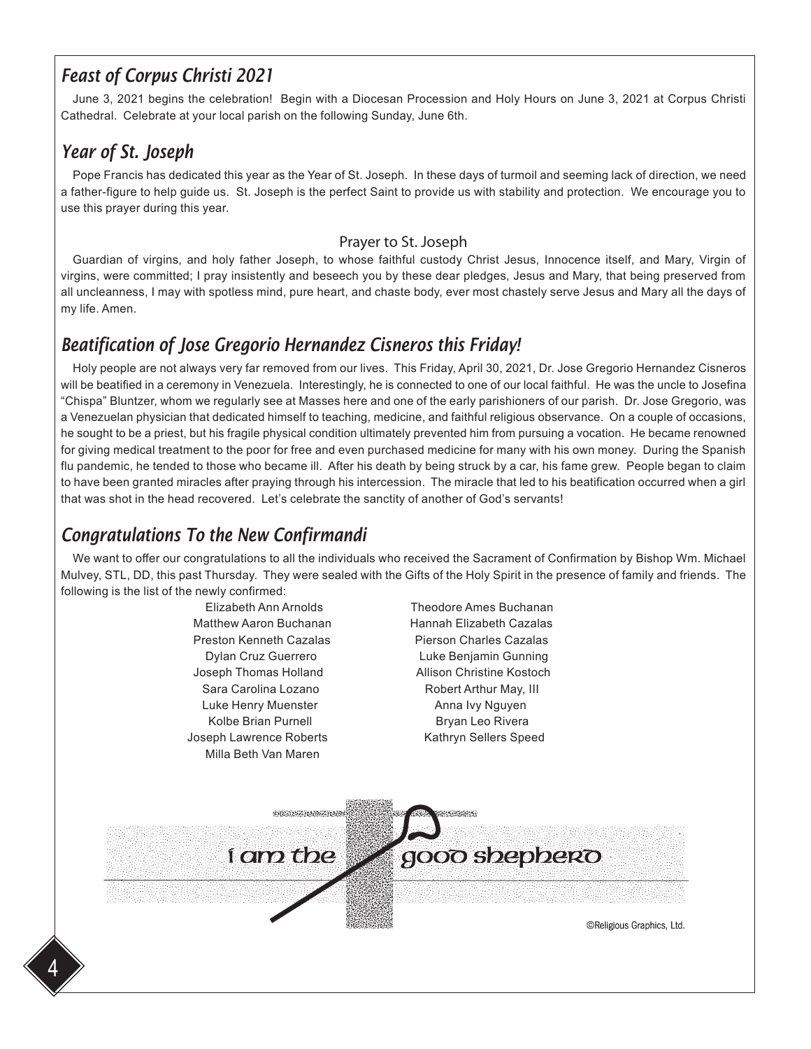## *Feast of Corpus Christi 2021*

June 3, 2021 begins the celebration! Begin with a Diocesan Procession and Holy Hours on June 3, 2021 at Corpus Christi Cathedral. Celebrate at your local parish on the following Sunday, June 6th.

## *Year of St. Joseph*

Pope Francis has dedicated this year as the Year of St. Joseph. In these days of turmoil and seeming lack of direction, we need a father-figure to help guide us. St. Joseph is the perfect Saint to provide us with stability and protection. We encourage you to use this prayer during this year.

### Prayer to St. Joseph

Guardian of virgins, and holy father Joseph, to whose faithful custody Christ Jesus, Innocence itself, and Mary, Virgin of virgins, were committed; I pray insistently and beseech you by these dear pledges, Jesus and Mary, that being preserved from all uncleanness, I may with spotless mind, pure heart, and chaste body, ever most chastely serve Jesus and Mary all the days of my life. Amen.

## *Beatification of Jose Gregorio Hernandez Cisneros this Friday!*

Holy people are not always very far removed from our lives. This Friday, April 30, 2021, Dr. Jose Gregorio Hernandez Cisneros will be beatified in a ceremony in Venezuela. Interestingly, he is connected to one of our local faithful. He was the uncle to Josefina "Chispa" Bluntzer, whom we regularly see at Masses here and one of the early parishioners of our parish. Dr. Jose Gregorio, was a Venezuelan physician that dedicated himself to teaching, medicine, and faithful religious observance. On a couple of occasions, he sought to be a priest, but his fragile physical condition ultimately prevented him from pursuing a vocation. He became renowned for giving medical treatment to the poor for free and even purchased medicine for many with his own money. During the Spanish flu pandemic, he tended to those who became ill. After his death by being struck by a car, his fame grew. People began to claim to have been granted miracles after praying through his intercession. The miracle that led to his beatification occurred when a girl that was shot in the head recovered. Let's celebrate the sanctity of another of God's servants!

## *Congratulations To the New Confirmandi*

We want to offer our congratulations to all the individuals who received the Sacrament of Confirmation by Bishop Wm. Michael Mulvey, STL, DD, this past Thursday. They were sealed with the Gifts of the Holy Spirit in the presence of family and friends. The following is the list of the newly confirmed:

Elizabeth Ann Arnolds
Theodore Ames Buchanan
Matthew Aaron Buchanan
Hannah Elizabeth Cazalas
Preston Kenneth Cazalas
Pierson Charles Cazalas
Dylan Cruz Guerrero
Luke Benjamin Gunning
Joseph Thomas Holland
Allison Christine Kostoch
Sara Carolina Lozano
Robert Arthur May, III
Luke Henry Muenster
Anna Ivy Nguyen
Kolbe Brian Purnell
Bryan Leo Rivera
Joseph Lawrence Roberts
Kathryn Sellers Speed
Milla Beth Van Maren

I am the good shepherd

©Religious Graphics, Ltd.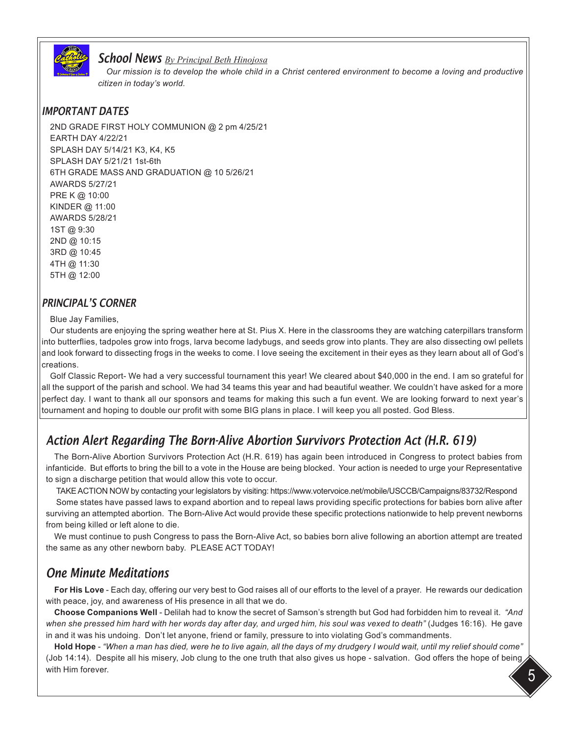## School News *By Principal Beth Hinojosa*

*Our mission is to develop the whole child in a Christ centered environment to become a loving and productive citizen in today's world.*

### IMPORTANT DATES

2ND GRADE FIRST HOLY COMMUNION @ 2 pm 4/25/21
EARTH DAY 4/22/21
SPLASH DAY 5/14/21 K3, K4, K5
SPLASH DAY 5/21/21 1st-6th
6TH GRADE MASS AND GRADUATION @ 10 5/26/21
AWARDS 5/27/21
PRE K @ 10:00
KINDER @ 11:00
AWARDS 5/28/21
1ST @ 9:30
2ND @ 10:15
3RD @ 10:45
4TH @ 11:30
5TH @ 12:00

### PRINCIPAL'S CORNER

Blue Jay Families,

Our students are enjoying the spring weather here at St. Pius X. Here in the classrooms they are watching caterpillars transform into butterflies, tadpoles grow into frogs, larva become ladybugs, and seeds grow into plants. They are also dissecting owl pellets and look forward to dissecting frogs in the weeks to come. I love seeing the excitement in their eyes as they learn about all of God's creations.

Golf Classic Report- We had a very successful tournament this year! We cleared about $40,000 in the end. I am so grateful for all the support of the parish and school. We had 34 teams this year and had beautiful weather. We couldn't have asked for a more perfect day. I want to thank all our sponsors and teams for making this such a fun event. We are looking forward to next year's tournament and hoping to double our profit with some BIG plans in place. I will keep you all posted. God Bless.

## Action Alert Regarding The Born-Alive Abortion Survivors Protection Act (H.R. 619)

The Born-Alive Abortion Survivors Protection Act (H.R. 619) has again been introduced in Congress to protect babies from infanticide. But efforts to bring the bill to a vote in the House are being blocked. Your action is needed to urge your Representative to sign a discharge petition that would allow this vote to occur.

TAKE ACTION NOW by contacting your legislators by visiting: https://www.votervoice.net/mobile/USCCB/Campaigns/83732/Respond

Some states have passed laws to expand abortion and to repeal laws providing specific protections for babies born alive after surviving an attempted abortion. The Born-Alive Act would provide these specific protections nationwide to help prevent newborns from being killed or left alone to die.

We must continue to push Congress to pass the Born-Alive Act, so babies born alive following an abortion attempt are treated the same as any other newborn baby. PLEASE ACT TODAY!

## One Minute Meditations

**For His Love** - Each day, offering our very best to God raises all of our efforts to the level of a prayer. He rewards our dedication with peace, joy, and awareness of His presence in all that we do.

**Choose Companions Well** - Delilah had to know the secret of Samson's strength but God had forbidden him to reveal it. *"And when she pressed him hard with her words day after day, and urged him, his soul was vexed to death"* (Judges 16:16). He gave in and it was his undoing. Don't let anyone, friend or family, pressure to into violating God's commandments.

**Hold Hope** - *"When a man has died, were he to live again, all the days of my drudgery I would wait, until my relief should come"* (Job 14:14). Despite all his misery, Job clung to the one truth that also gives us hope - salvation. God offers the hope of being with Him forever.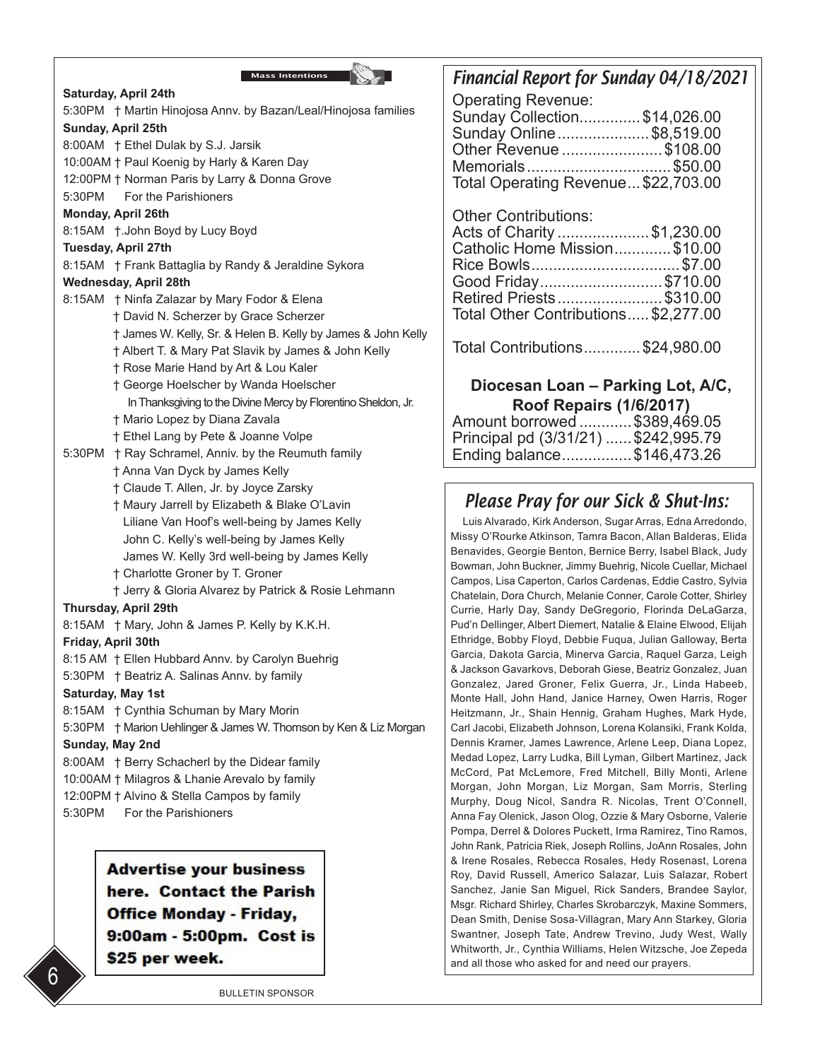## Mass Intentions

**Saturday, April 24th**

5:30PM † Martin Hinojosa Annv. by Bazan/Leal/Hinojosa families

**Sunday, April 25th**

8:00AM † Ethel Dulak by S.J. Jarsik

10:00AM † Paul Koenig by Harly & Karen Day

12:00PM † Norman Paris by Larry & Donna Grove

5:30PM For the Parishioners

**Monday, April 26th**

8:15AM †.John Boyd by Lucy Boyd

**Tuesday, April 27th**

8:15AM † Frank Battaglia by Randy & Jeraldine Sykora

**Wednesday, April 28th**

8:15AM † Ninfa Zalazar by Mary Fodor & Elena

† David N. Scherzer by Grace Scherzer

† James W. Kelly, Sr. & Helen B. Kelly by James & John Kelly

† Albert T. & Mary Pat Slavik by James & John Kelly

† Rose Marie Hand by Art & Lou Kaler

† George Hoelscher by Wanda Hoelscher

In Thanksgiving to the Divine Mercy by Florentino Sheldon, Jr.

† Mario Lopez by Diana Zavala

† Ethel Lang by Pete & Joanne Volpe

5:30PM † Ray Schramel, Anniv. by the Reumuth family

† Anna Van Dyck by James Kelly

† Claude T. Allen, Jr. by Joyce Zarsky

† Maury Jarrell by Elizabeth & Blake O'Lavin

Liliane Van Hoof's well-being by James Kelly

John C. Kelly's well-being by James Kelly

James W. Kelly 3rd well-being by James Kelly

† Charlotte Groner by T. Groner

† Jerry & Gloria Alvarez by Patrick & Rosie Lehmann

**Thursday, April 29th**

8:15AM † Mary, John & James P. Kelly by K.K.H.

**Friday, April 30th**

8:15 AM † Ellen Hubbard Annv. by Carolyn Buehrig

5:30PM † Beatriz A. Salinas Annv. by family

**Saturday, May 1st**

8:15AM † Cynthia Schuman by Mary Morin

5:30PM † Marion Uehlinger & James W. Thomson by Ken & Liz Morgan

**Sunday, May 2nd**

8:00AM † Berry Schacherl by the Didear family

10:00AM † Milagros & Lhanie Arevalo by family

12:00PM † Alvino & Stella Campos by family

5:30PM For the Parishioners

**Advertise your business here. Contact the Parish Office Monday - Friday, 9:00am - 5:00pm. Cost is $25 per week.**

BULLETIN SPONSOR

## *Financial Report for Sunday 04/18/2021*

Operating Revenue:

| | |
|---|---|
| Sunday Collection | $14,026.00 |
| Sunday Online | $8,519.00 |
| Other Revenue | $108.00 |
| Memorials | $50.00 |
| Total Operating Revenue | $22,703.00 |

Other Contributions:

| | |
|---|---|
| Acts of Charity | $1,230.00 |
| Catholic Home Mission | $10.00 |
| Rice Bowls | $7.00 |
| Good Friday | $710.00 |
| Retired Priests | $310.00 |
| Total Other Contributions | $2,277.00 |

| | |
|---|---|
| Total Contributions | $24,980.00 |

**Diocesan Loan – Parking Lot, A/C, Roof Repairs (1/6/2017)**

| | |
|---|---|
| Amount borrowed | $389,469.05 |
| Principal pd (3/31/21) | $242,995.79 |
| Ending balance | $146,473.26 |

## *Please Pray for our Sick & Shut-Ins:*

Luis Alvarado, Kirk Anderson, Sugar Arras, Edna Arredondo, Missy O'Rourke Atkinson, Tamra Bacon, Allan Balderas, Elida Benavides, Georgie Benton, Bernice Berry, Isabel Black, Judy Bowman, John Buckner, Jimmy Buehrig, Nicole Cuellar, Michael Campos, Lisa Caperton, Carlos Cardenas, Eddie Castro, Sylvia Chatelain, Dora Church, Melanie Conner, Carole Cotter, Shirley Currie, Harly Day, Sandy DeGregorio, Florinda DeLaGarza, Pud'n Dellinger, Albert Diemert, Natalie & Elaine Elwood, Elijah Ethridge, Bobby Floyd, Debbie Fuqua, Julian Galloway, Berta Garcia, Dakota Garcia, Minerva Garcia, Raquel Garza, Leigh & Jackson Gavarkovs, Deborah Giese, Beatriz Gonzalez, Juan Gonzalez, Jared Groner, Felix Guerra, Jr., Linda Habeeb, Monte Hall, John Hand, Janice Harney, Owen Harris, Roger Heitzmann, Jr., Shain Hennig, Graham Hughes, Mark Hyde, Carl Jacobi, Elizabeth Johnson, Lorena Kolansiki, Frank Kolda, Dennis Kramer, James Lawrence, Arlene Leep, Diana Lopez, Medad Lopez, Larry Ludka, Bill Lyman, Gilbert Martinez, Jack McCord, Pat McLemore, Fred Mitchell, Billy Monti, Arlene Morgan, John Morgan, Liz Morgan, Sam Morris, Sterling Murphy, Doug Nicol, Sandra R. Nicolas, Trent O'Connell, Anna Fay Olenick, Jason Olog, Ozzie & Mary Osborne, Valerie Pompa, Derrel & Dolores Puckett, Irma Ramirez, Tino Ramos, John Rank, Patricia Riek, Joseph Rollins, JoAnn Rosales, John & Irene Rosales, Rebecca Rosales, Hedy Rosenast, Lorena Roy, David Russell, Americo Salazar, Luis Salazar, Robert Sanchez, Janie San Miguel, Rick Sanders, Brandee Saylor, Msgr. Richard Shirley, Charles Skrobarczyk, Maxine Sommers, Dean Smith, Denise Sosa-Villagran, Mary Ann Starkey, Gloria Swantner, Joseph Tate, Andrew Trevino, Judy West, Wally Whitworth, Jr., Cynthia Williams, Helen Witzsche, Joe Zepeda and all those who asked for and need our prayers.